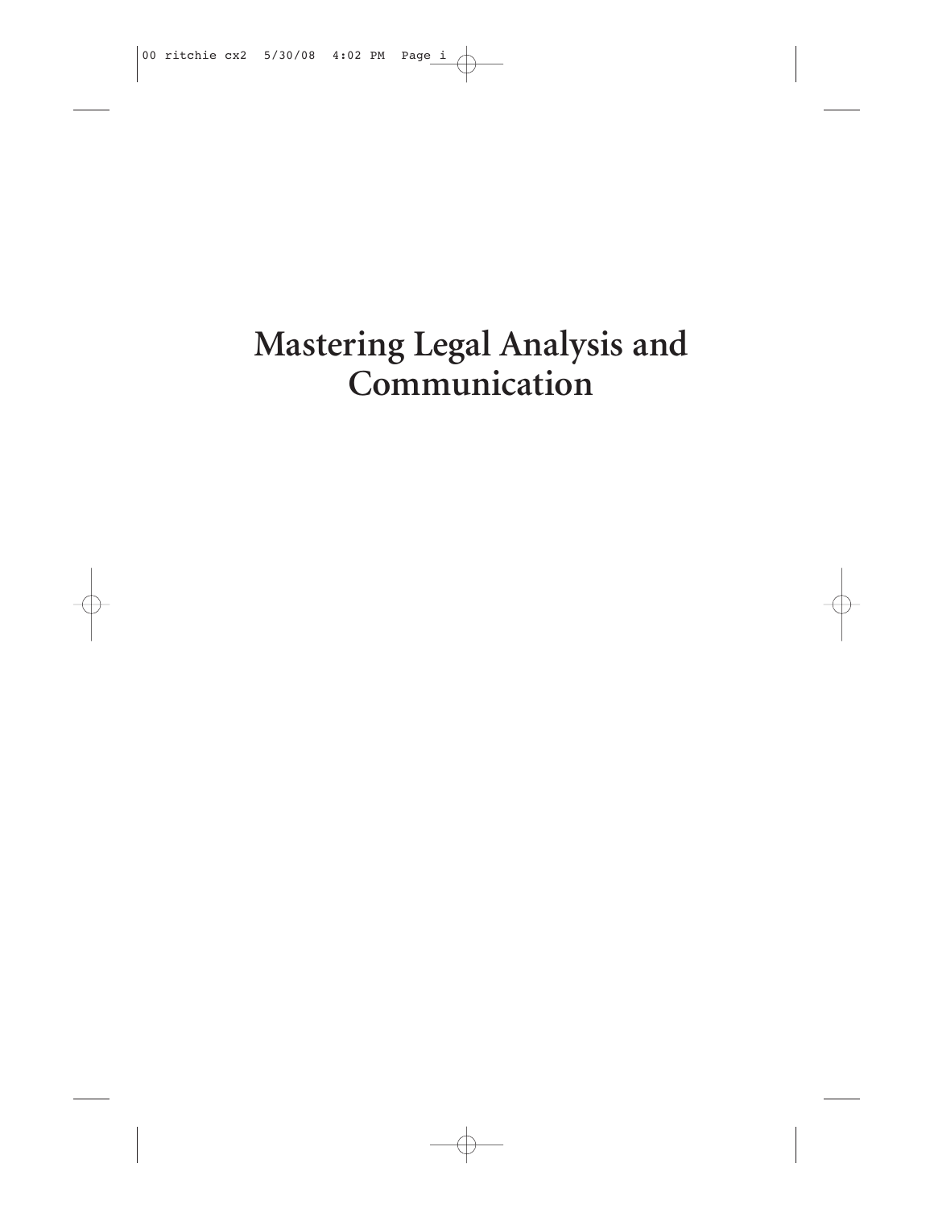# Mastering Legal Analysis and Communication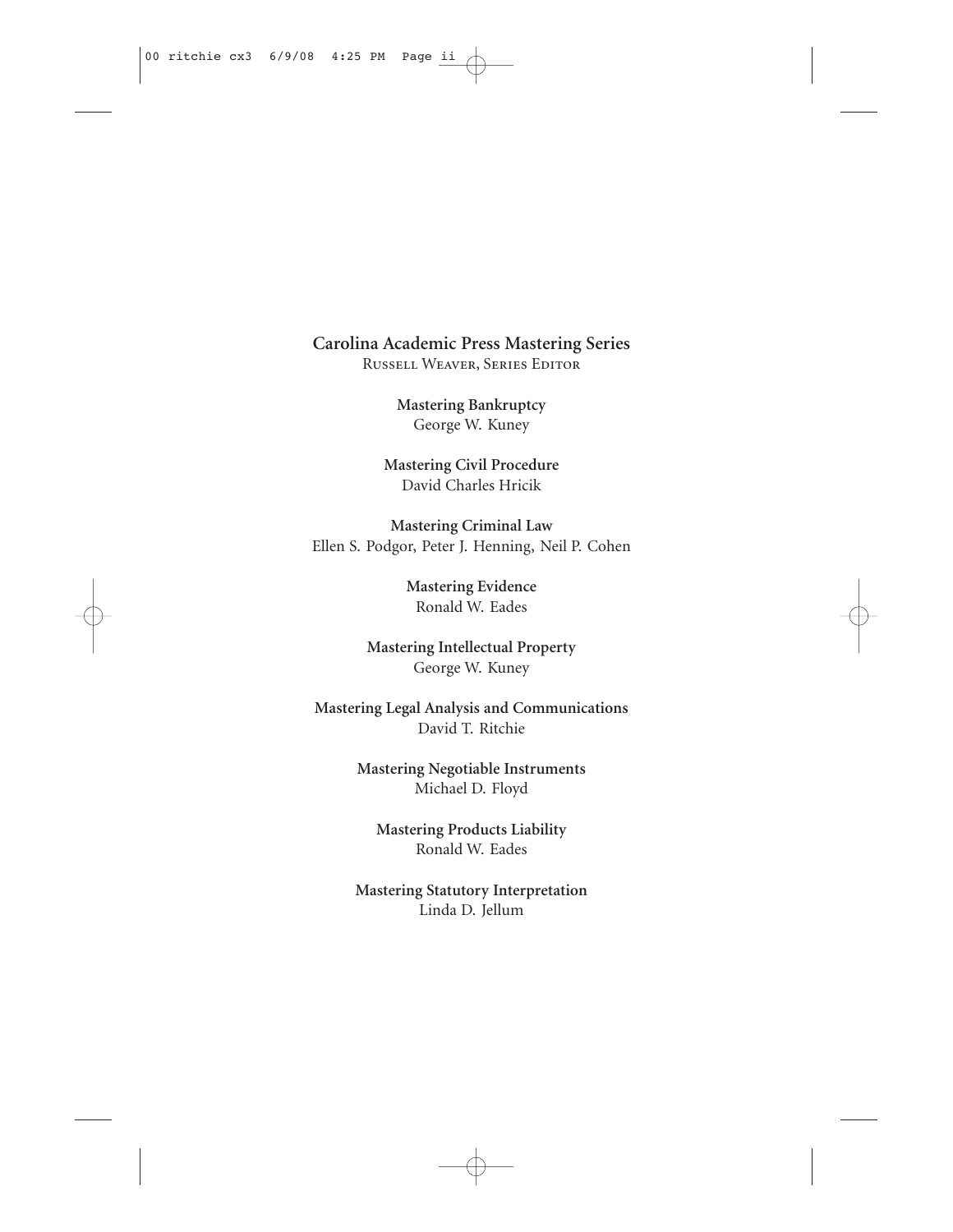**Carolina Academic Press Mastering Series**

Russell Weaver, Series Editor

**Mastering Bankruptcy**
George W. Kuney

**Mastering Civil Procedure**
David Charles Hricik

**Mastering Criminal Law**
Ellen S. Podgor, Peter J. Henning, Neil P. Cohen

**Mastering Evidence**
Ronald W. Eades

**Mastering Intellectual Property**
George W. Kuney

**Mastering Legal Analysis and Communications**
David T. Ritchie

**Mastering Negotiable Instruments**
Michael D. Floyd

**Mastering Products Liability**
Ronald W. Eades

**Mastering Statutory Interpretation**
Linda D. Jellum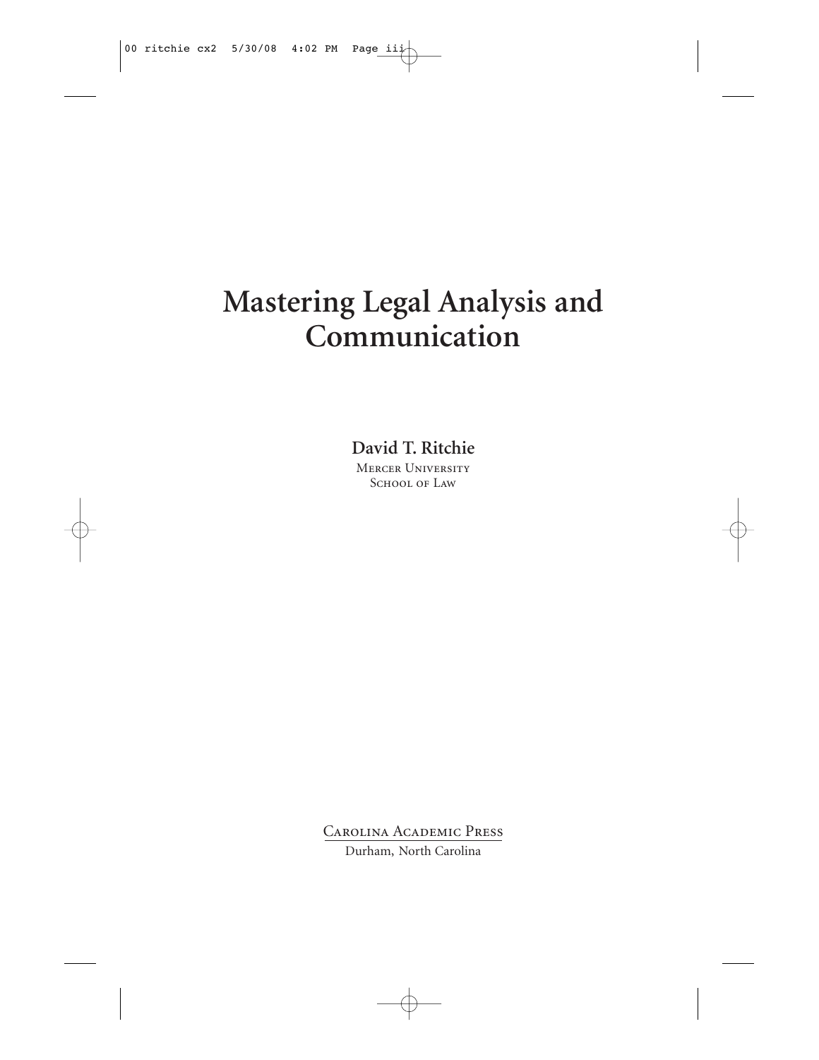# Mastering Legal Analysis and Communication

**David T. Ritchie**

Mercer University
School of Law

Carolina Academic Press
Durham, North Carolina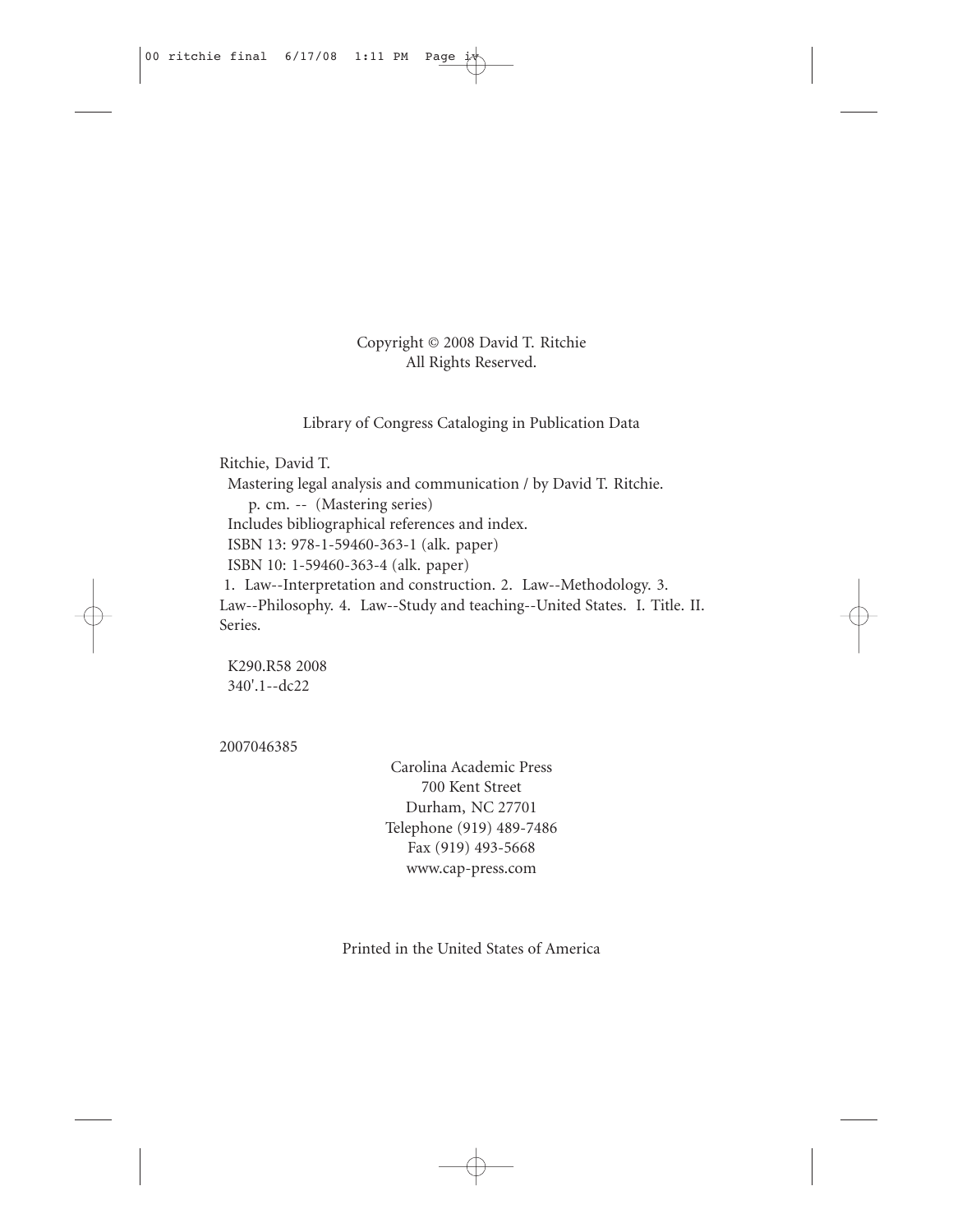Copyright © 2008 David T. Ritchie
All Rights Reserved.

Library of Congress Cataloging in Publication Data

Ritchie, David T.
Mastering legal analysis and communication / by David T. Ritchie.
p. cm. -- (Mastering series)
Includes bibliographical references and index.
ISBN 13: 978-1-59460-363-1 (alk. paper)
ISBN 10: 1-59460-363-4 (alk. paper)
1. Law--Interpretation and construction. 2. Law--Methodology. 3. Law--Philosophy. 4. Law--Study and teaching--United States. I. Title. II. Series.

K290.R58 2008
340'.1--dc22

2007046385

Carolina Academic Press
700 Kent Street
Durham, NC 27701
Telephone (919) 489-7486
Fax (919) 493-5668
www.cap-press.com

Printed in the United States of America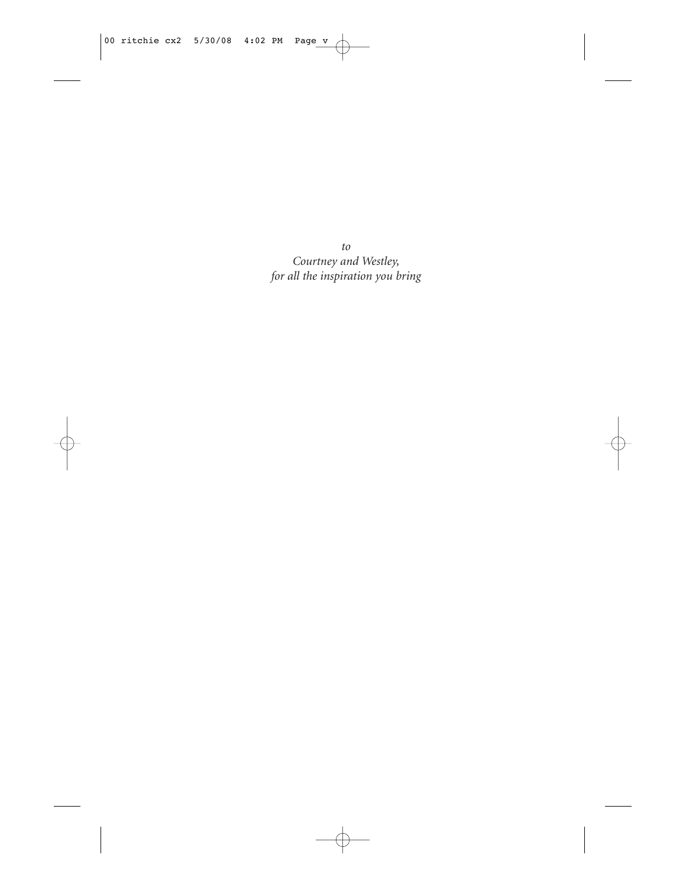*to*
*Courtney and Westley,*
*for all the inspiration you bring*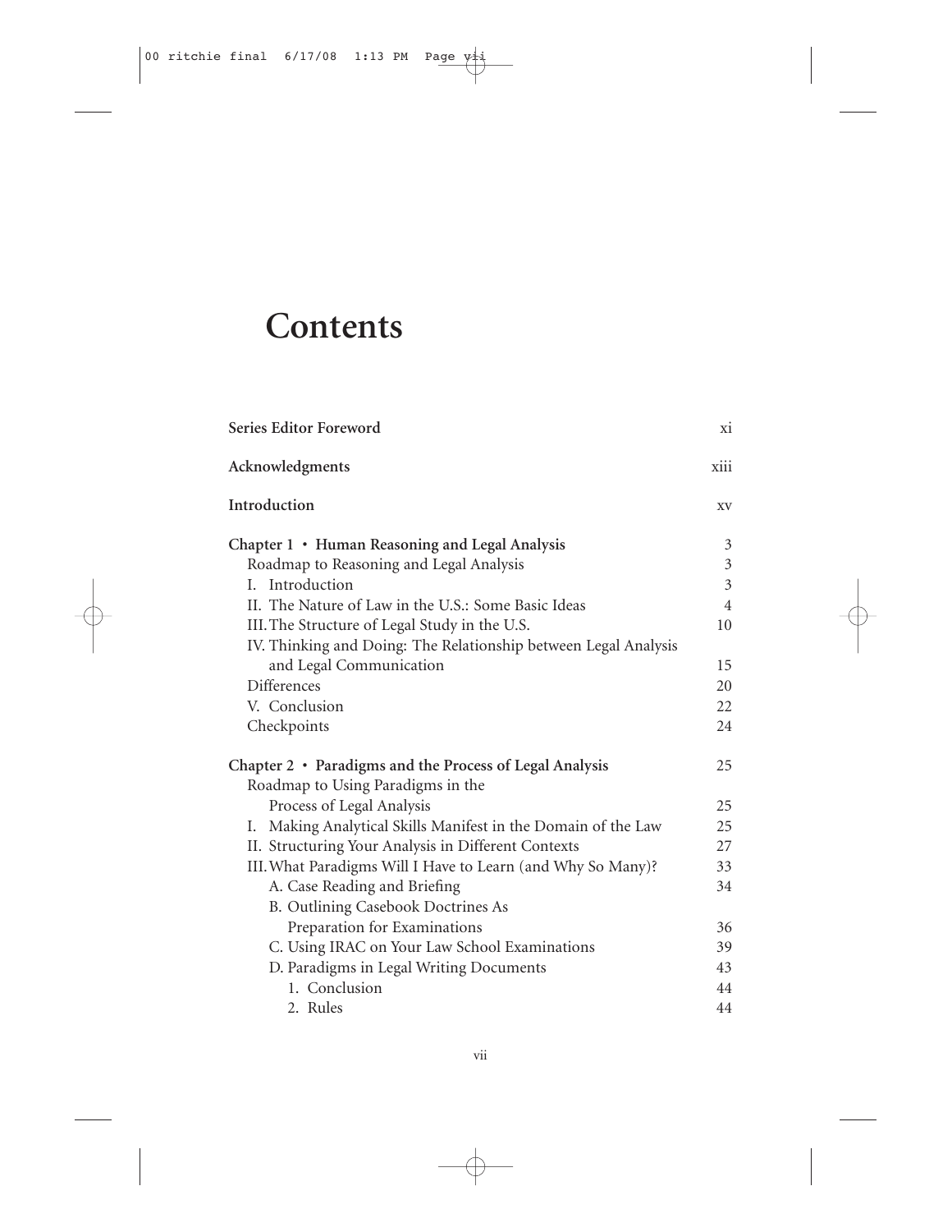# Contents

| | |
|---|---|
| **Series Editor Foreword** | xi |
| **Acknowledgments** | xiii |
| **Introduction** | xv |
| **Chapter 1 • Human Reasoning and Legal Analysis** | 3 |
| Roadmap to Reasoning and Legal Analysis | 3 |
| I. Introduction | 3 |
| II. The Nature of Law in the U.S.: Some Basic Ideas | 4 |
| III. The Structure of Legal Study in the U.S. | 10 |
| IV. Thinking and Doing: The Relationship between Legal Analysis and Legal Communication | 15 |
| Differences | 20 |
| V. Conclusion | 22 |
| Checkpoints | 24 |
| **Chapter 2 • Paradigms and the Process of Legal Analysis** | 25 |
| Roadmap to Using Paradigms in the Process of Legal Analysis | 25 |
| I. Making Analytical Skills Manifest in the Domain of the Law | 25 |
| II. Structuring Your Analysis in Different Contexts | 27 |
| III. What Paradigms Will I Have to Learn (and Why So Many)? | 33 |
| A. Case Reading and Briefing | 34 |
| B. Outlining Casebook Doctrines As Preparation for Examinations | 36 |
| C. Using IRAC on Your Law School Examinations | 39 |
| D. Paradigms in Legal Writing Documents | 43 |
| 1. Conclusion | 44 |
| 2. Rules | 44 |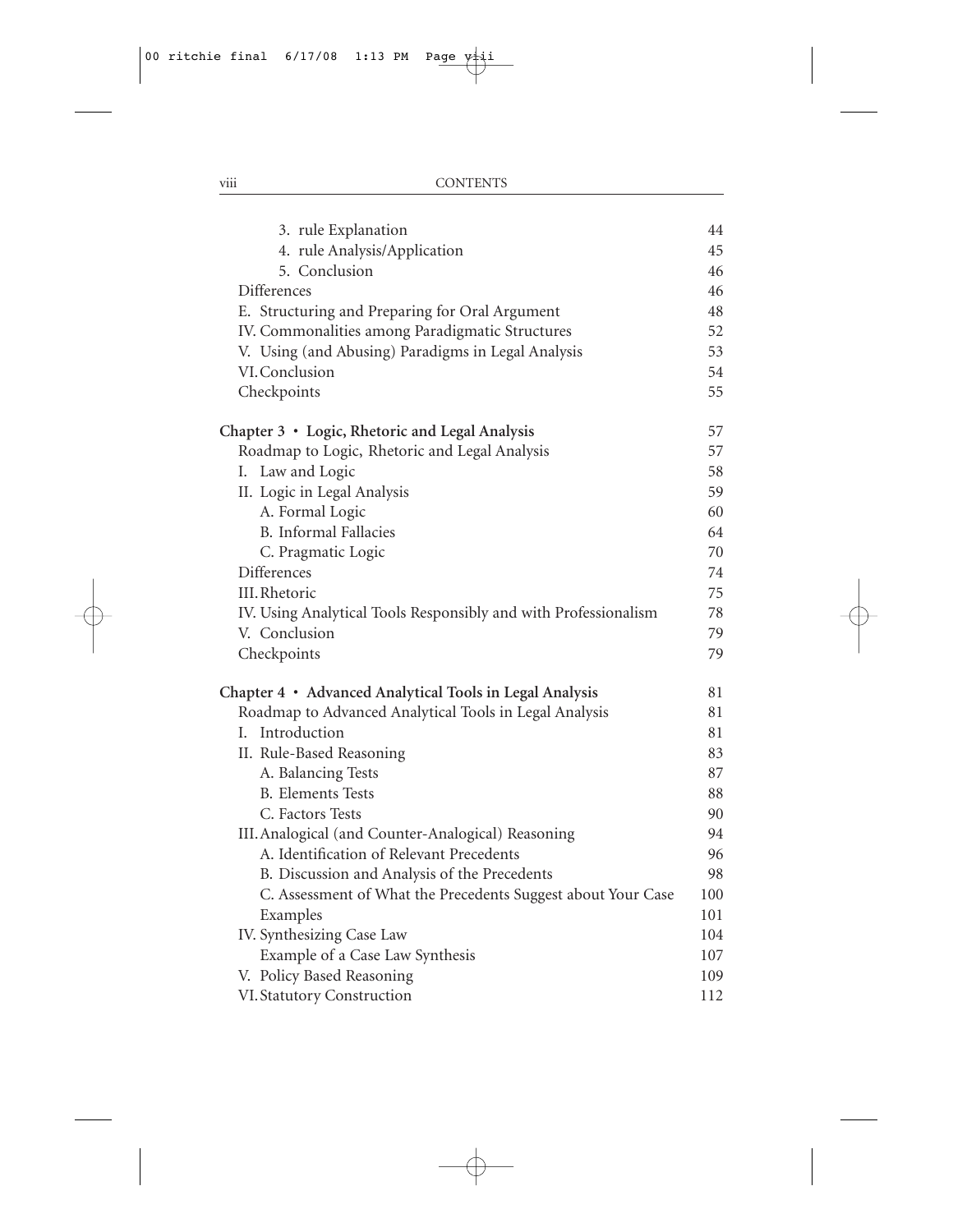| | |
|---|---|
| 3. rule Explanation | 44 |
| 4. rule Analysis/Application | 45 |
| 5. Conclusion | 46 |
| Differences | 46 |
| E. Structuring and Preparing for Oral Argument | 48 |
| IV. Commonalities among Paradigmatic Structures | 52 |
| V. Using (and Abusing) Paradigms in Legal Analysis | 53 |
| VI. Conclusion | 54 |
| Checkpoints | 55 |
| **Chapter 3 • Logic, Rhetoric and Legal Analysis** | 57 |
| Roadmap to Logic, Rhetoric and Legal Analysis | 57 |
| I. Law and Logic | 58 |
| II. Logic in Legal Analysis | 59 |
| A. Formal Logic | 60 |
| B. Informal Fallacies | 64 |
| C. Pragmatic Logic | 70 |
| Differences | 74 |
| III. Rhetoric | 75 |
| IV. Using Analytical Tools Responsibly and with Professionalism | 78 |
| V. Conclusion | 79 |
| Checkpoints | 79 |
| **Chapter 4 • Advanced Analytical Tools in Legal Analysis** | 81 |
| Roadmap to Advanced Analytical Tools in Legal Analysis | 81 |
| I. Introduction | 81 |
| II. Rule-Based Reasoning | 83 |
| A. Balancing Tests | 87 |
| B. Elements Tests | 88 |
| C. Factors Tests | 90 |
| III. Analogical (and Counter-Analogical) Reasoning | 94 |
| A. Identification of Relevant Precedents | 96 |
| B. Discussion and Analysis of the Precedents | 98 |
| C. Assessment of What the Precedents Suggest about Your Case | 100 |
| Examples | 101 |
| IV. Synthesizing Case Law | 104 |
| Example of a Case Law Synthesis | 107 |
| V. Policy Based Reasoning | 109 |
| VI. Statutory Construction | 112 |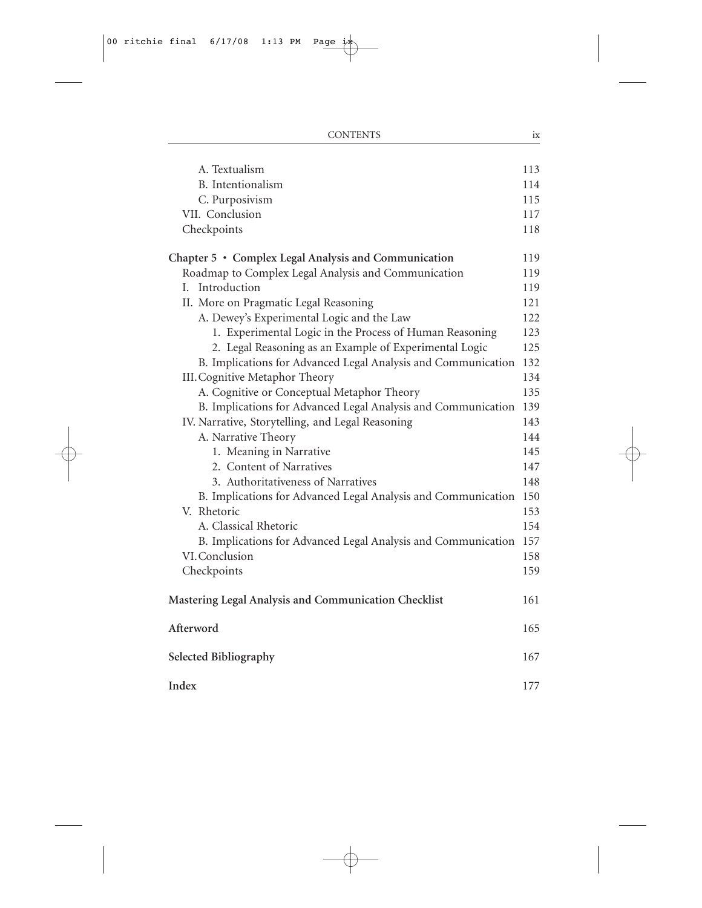A. Textualism 113
B. Intentionalism 114
C. Purposivism 115
VII. Conclusion 117
Checkpoints 118

**Chapter 5 • Complex Legal Analysis and Communication 119**

Roadmap to Complex Legal Analysis and Communication 119
I. Introduction 119
II. More on Pragmatic Legal Reasoning 121
A. Dewey's Experimental Logic and the Law 122
1. Experimental Logic in the Process of Human Reasoning 123
2. Legal Reasoning as an Example of Experimental Logic 125
B. Implications for Advanced Legal Analysis and Communication 132
III. Cognitive Metaphor Theory 134
A. Cognitive or Conceptual Metaphor Theory 135
B. Implications for Advanced Legal Analysis and Communication 139
IV. Narrative, Storytelling, and Legal Reasoning 143
A. Narrative Theory 144
1. Meaning in Narrative 145
2. Content of Narratives 147
3. Authoritativeness of Narratives 148
B. Implications for Advanced Legal Analysis and Communication 150
V. Rhetoric 153
A. Classical Rhetoric 154
B. Implications for Advanced Legal Analysis and Communication 157
VI. Conclusion 158
Checkpoints 159

**Mastering Legal Analysis and Communication Checklist 161**

**Afterword 165**

**Selected Bibliography 167**

**Index 177**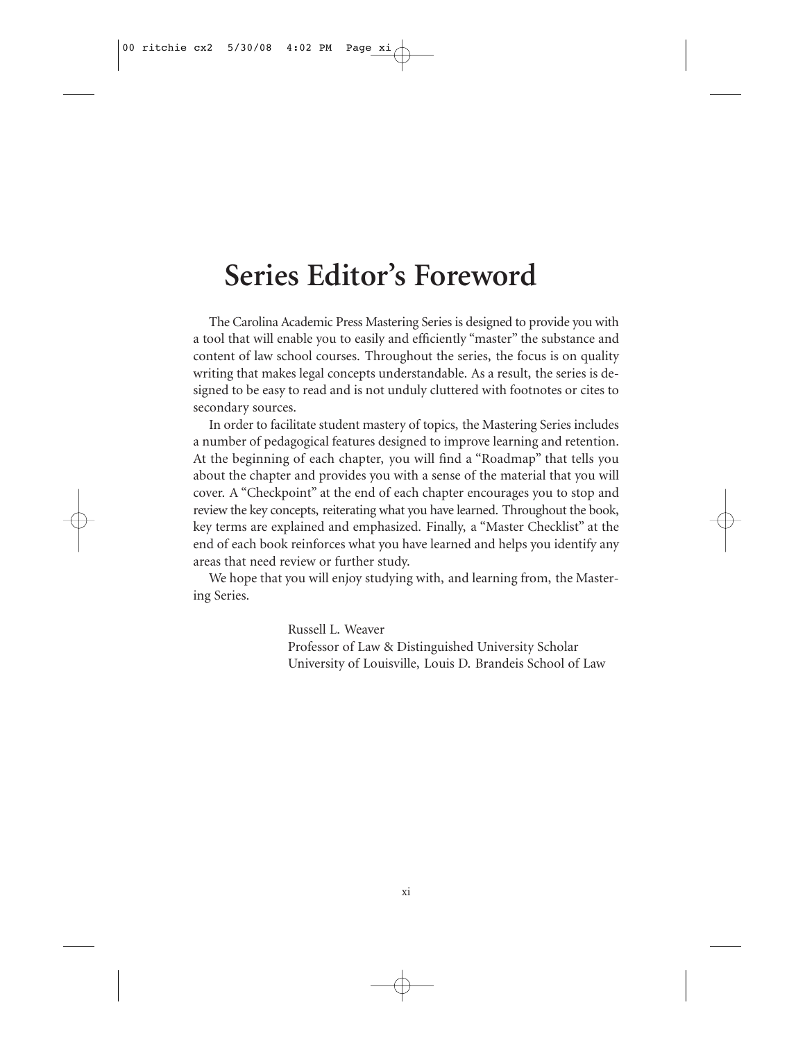# Series Editor's Foreword

The Carolina Academic Press Mastering Series is designed to provide you with a tool that will enable you to easily and efficiently "master" the substance and content of law school courses. Throughout the series, the focus is on quality writing that makes legal concepts understandable. As a result, the series is designed to be easy to read and is not unduly cluttered with footnotes or cites to secondary sources.

In order to facilitate student mastery of topics, the Mastering Series includes a number of pedagogical features designed to improve learning and retention. At the beginning of each chapter, you will find a "Roadmap" that tells you about the chapter and provides you with a sense of the material that you will cover. A "Checkpoint" at the end of each chapter encourages you to stop and review the key concepts, reiterating what you have learned. Throughout the book, key terms are explained and emphasized. Finally, a "Master Checklist" at the end of each book reinforces what you have learned and helps you identify any areas that need review or further study.

We hope that you will enjoy studying with, and learning from, the Mastering Series.

Russell L. Weaver
Professor of Law & Distinguished University Scholar
University of Louisville, Louis D. Brandeis School of Law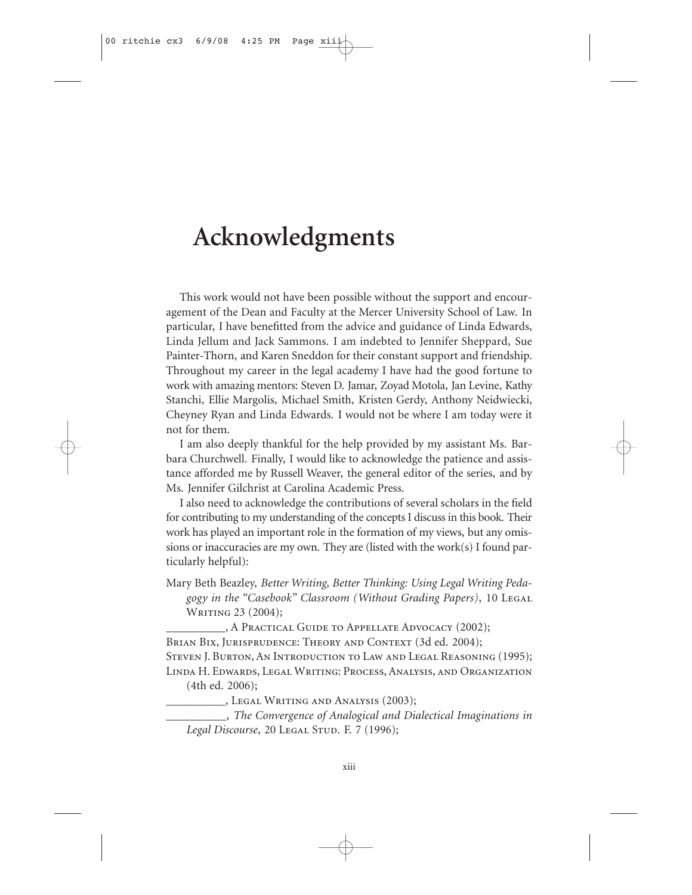# Acknowledgments

This work would not have been possible without the support and encouragement of the Dean and Faculty at the Mercer University School of Law. In particular, I have benefitted from the advice and guidance of Linda Edwards, Linda Jellum and Jack Sammons. I am indebted to Jennifer Sheppard, Sue Painter-Thorn, and Karen Sneddon for their constant support and friendship. Throughout my career in the legal academy I have had the good fortune to work with amazing mentors: Steven D. Jamar, Zoyad Motola, Jan Levine, Kathy Stanchi, Ellie Margolis, Michael Smith, Kristen Gerdy, Anthony Neidwiecki, Cheyney Ryan and Linda Edwards. I would not be where I am today were it not for them.

I am also deeply thankful for the help provided by my assistant Ms. Barbara Churchwell. Finally, I would like to acknowledge the patience and assistance afforded me by Russell Weaver, the general editor of the series, and by Ms. Jennifer Gilchrist at Carolina Academic Press.

I also need to acknowledge the contributions of several scholars in the field for contributing to my understanding of the concepts I discuss in this book. Their work has played an important role in the formation of my views, but any omissions or inaccuracies are my own. They are (listed with the work(s) I found particularly helpful):

Mary Beth Beazley, *Better Writing, Better Thinking: Using Legal Writing Pedagogy in the "Casebook" Classroom (Without Grading Papers)*, 10 Legal Writing 23 (2004);

__________, A Practical Guide to Appellate Advocacy (2002);

Brian Bix, Jurisprudence: Theory and Context (3d ed. 2004);

Steven J. Burton, An Introduction to Law and Legal Reasoning (1995);

Linda H. Edwards, Legal Writing: Process, Analysis, and Organization (4th ed. 2006);

__________, Legal Writing and Analysis (2003);

__________, *The Convergence of Analogical and Dialectical Imaginations in Legal Discourse*, 20 Legal Stud. F. 7 (1996);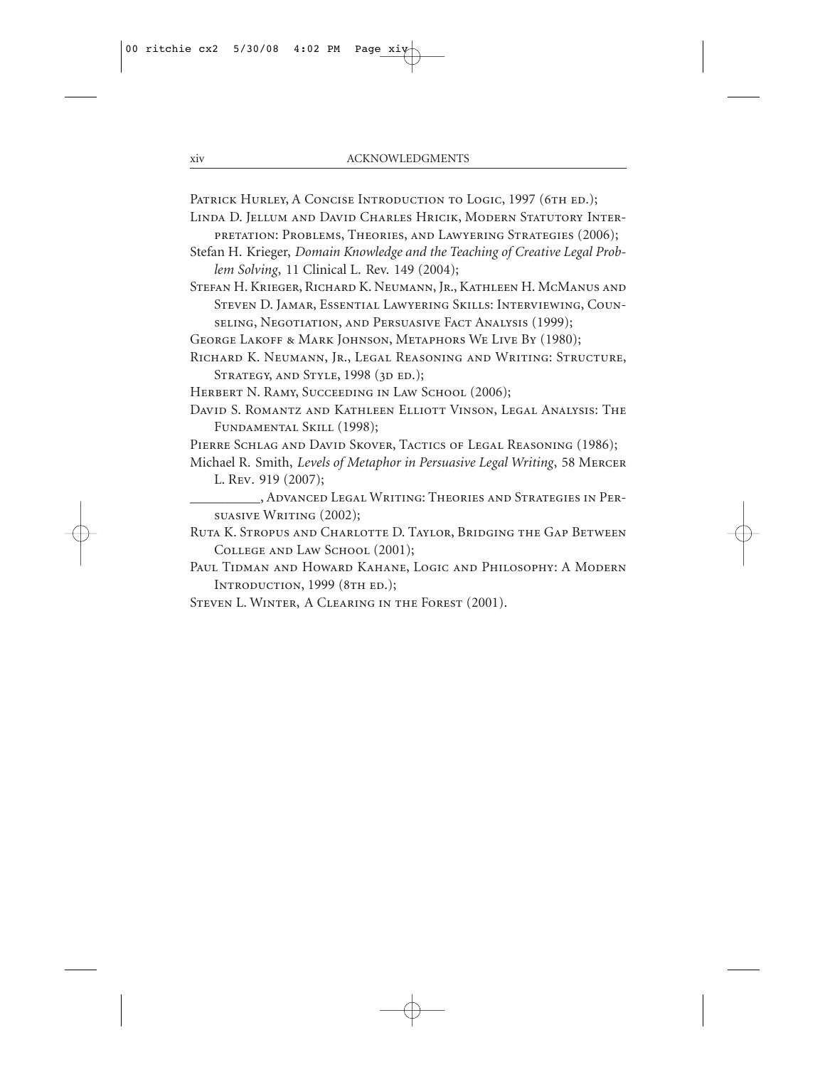Patrick Hurley, A Concise Introduction to Logic, 1997 (6th ed.);

Linda D. Jellum and David Charles Hricik, Modern Statutory Interpretation: Problems, Theories, and Lawyering Strategies (2006);

Stefan H. Krieger, *Domain Knowledge and the Teaching of Creative Legal Problem Solving*, 11 Clinical L. Rev. 149 (2004);

Stefan H. Krieger, Richard K. Neumann, Jr., Kathleen H. McManus and Steven D. Jamar, Essential Lawyering Skills: Interviewing, Counseling, Negotiation, and Persuasive Fact Analysis (1999);

George Lakoff & Mark Johnson, Metaphors We Live By (1980);

Richard K. Neumann, Jr., Legal Reasoning and Writing: Structure, Strategy, and Style, 1998 (3d ed.);

Herbert N. Ramy, Succeeding in Law School (2006);

David S. Romantz and Kathleen Elliott Vinson, Legal Analysis: The Fundamental Skill (1998);

Pierre Schlag and David Skover, Tactics of Legal Reasoning (1986);

Michael R. Smith, *Levels of Metaphor in Persuasive Legal Writing*, 58 Mercer L. Rev. 919 (2007);

__________, Advanced Legal Writing: Theories and Strategies in Persuasive Writing (2002);

Ruta K. Stropus and Charlotte D. Taylor, Bridging the Gap Between College and Law School (2001);

Paul Tidman and Howard Kahane, Logic and Philosophy: A Modern Introduction, 1999 (8th ed.);

Steven L. Winter, A Clearing in the Forest (2001).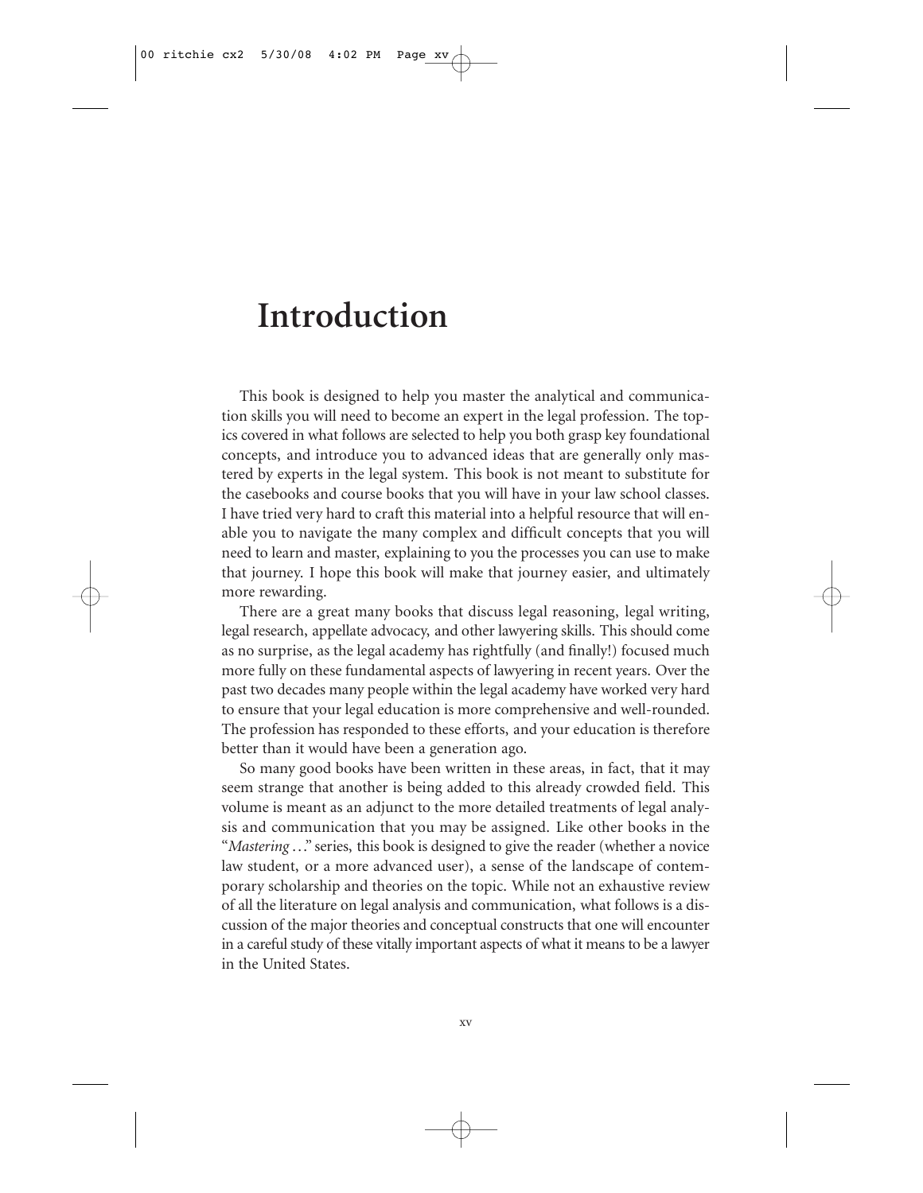# Introduction

This book is designed to help you master the analytical and communication skills you will need to become an expert in the legal profession. The topics covered in what follows are selected to help you both grasp key foundational concepts, and introduce you to advanced ideas that are generally only mastered by experts in the legal system. This book is not meant to substitute for the casebooks and course books that you will have in your law school classes. I have tried very hard to craft this material into a helpful resource that will enable you to navigate the many complex and difficult concepts that you will need to learn and master, explaining to you the processes you can use to make that journey. I hope this book will make that journey easier, and ultimately more rewarding.

There are a great many books that discuss legal reasoning, legal writing, legal research, appellate advocacy, and other lawyering skills. This should come as no surprise, as the legal academy has rightfully (and finally!) focused much more fully on these fundamental aspects of lawyering in recent years. Over the past two decades many people within the legal academy have worked very hard to ensure that your legal education is more comprehensive and well-rounded. The profession has responded to these efforts, and your education is therefore better than it would have been a generation ago.

So many good books have been written in these areas, in fact, that it may seem strange that another is being added to this already crowded field. This volume is meant as an adjunct to the more detailed treatments of legal analysis and communication that you may be assigned. Like other books in the "*Mastering* ..." series, this book is designed to give the reader (whether a novice law student, or a more advanced user), a sense of the landscape of contemporary scholarship and theories on the topic. While not an exhaustive review of all the literature on legal analysis and communication, what follows is a discussion of the major theories and conceptual constructs that one will encounter in a careful study of these vitally important aspects of what it means to be a lawyer in the United States.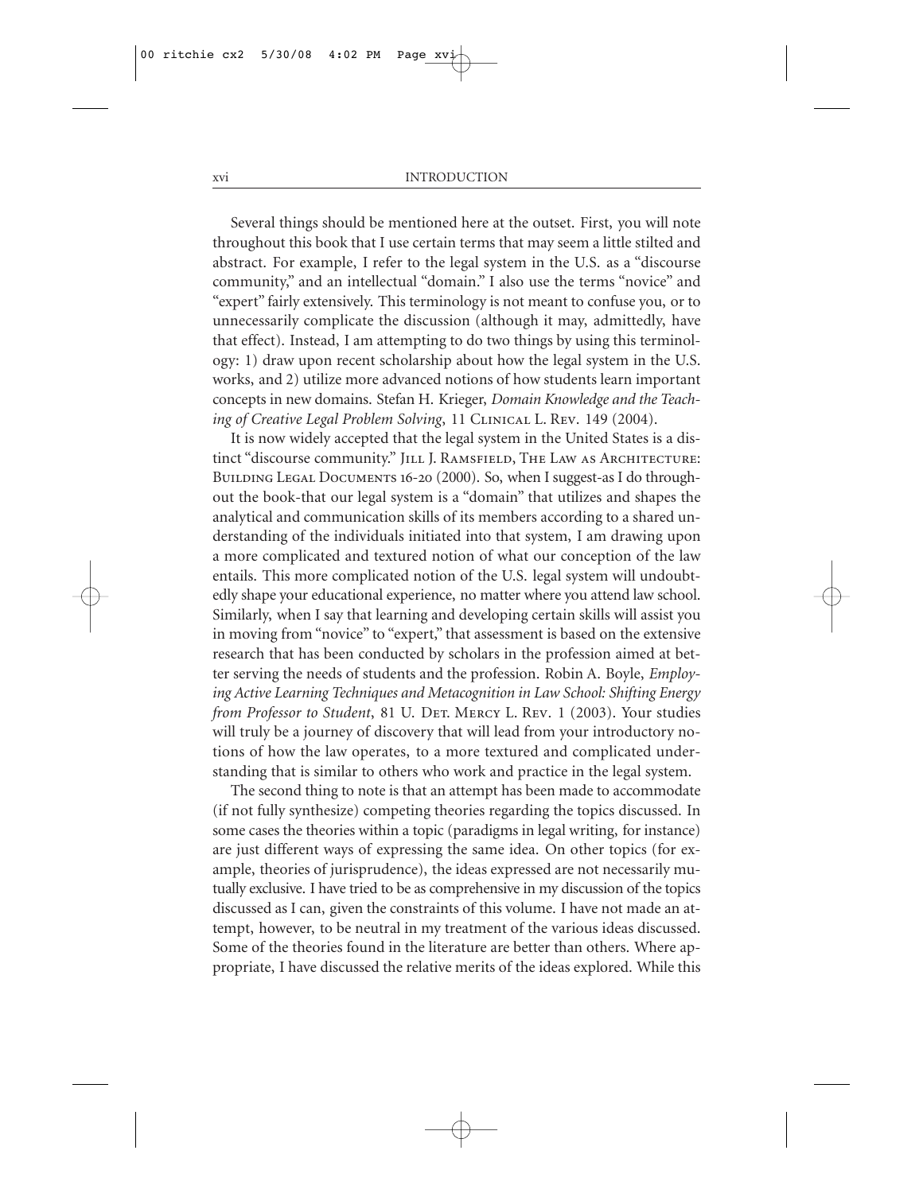Several things should be mentioned here at the outset. First, you will note throughout this book that I use certain terms that may seem a little stilted and abstract. For example, I refer to the legal system in the U.S. as a "discourse community," and an intellectual "domain." I also use the terms "novice" and "expert" fairly extensively. This terminology is not meant to confuse you, or to unnecessarily complicate the discussion (although it may, admittedly, have that effect). Instead, I am attempting to do two things by using this terminology: 1) draw upon recent scholarship about how the legal system in the U.S. works, and 2) utilize more advanced notions of how students learn important concepts in new domains. Stefan H. Krieger, *Domain Knowledge and the Teaching of Creative Legal Problem Solving*, 11 Clinical L. Rev. 149 (2004).

It is now widely accepted that the legal system in the United States is a distinct "discourse community." Jill J. Ramsfield, The Law as Architecture: Building Legal Documents 16-20 (2000). So, when I suggest-as I do throughout the book-that our legal system is a "domain" that utilizes and shapes the analytical and communication skills of its members according to a shared understanding of the individuals initiated into that system, I am drawing upon a more complicated and textured notion of what our conception of the law entails. This more complicated notion of the U.S. legal system will undoubtedly shape your educational experience, no matter where you attend law school. Similarly, when I say that learning and developing certain skills will assist you in moving from "novice" to "expert," that assessment is based on the extensive research that has been conducted by scholars in the profession aimed at better serving the needs of students and the profession. Robin A. Boyle, *Employing Active Learning Techniques and Metacognition in Law School: Shifting Energy from Professor to Student*, 81 U. Det. Mercy L. Rev. 1 (2003). Your studies will truly be a journey of discovery that will lead from your introductory notions of how the law operates, to a more textured and complicated understanding that is similar to others who work and practice in the legal system.

The second thing to note is that an attempt has been made to accommodate (if not fully synthesize) competing theories regarding the topics discussed. In some cases the theories within a topic (paradigms in legal writing, for instance) are just different ways of expressing the same idea. On other topics (for example, theories of jurisprudence), the ideas expressed are not necessarily mutually exclusive. I have tried to be as comprehensive in my discussion of the topics discussed as I can, given the constraints of this volume. I have not made an attempt, however, to be neutral in my treatment of the various ideas discussed. Some of the theories found in the literature are better than others. Where appropriate, I have discussed the relative merits of the ideas explored. While this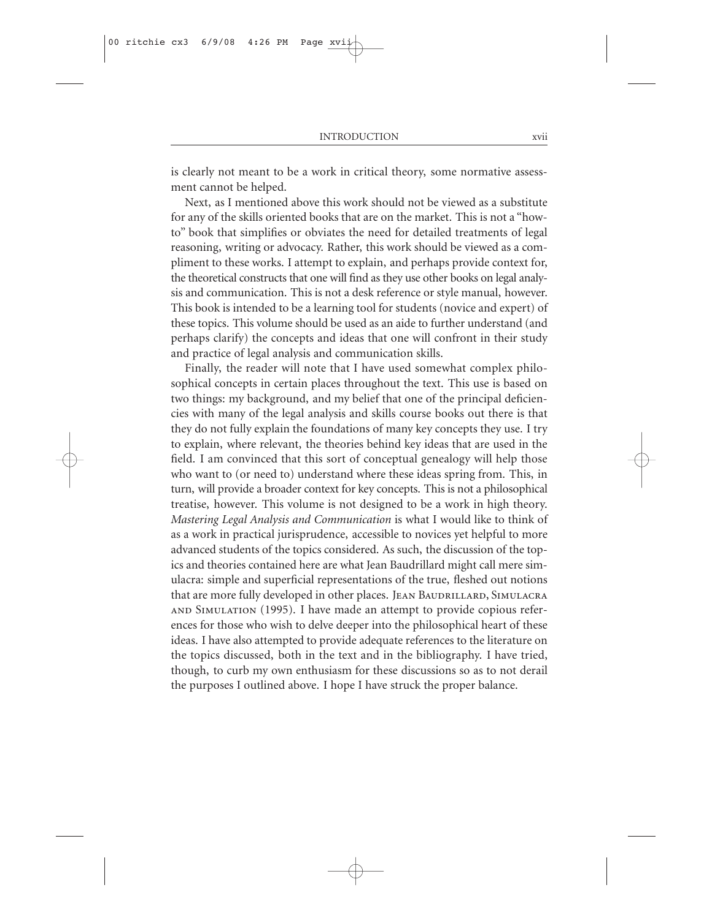is clearly not meant to be a work in critical theory, some normative assessment cannot be helped.

Next, as I mentioned above this work should not be viewed as a substitute for any of the skills oriented books that are on the market. This is not a "how-to" book that simplifies or obviates the need for detailed treatments of legal reasoning, writing or advocacy. Rather, this work should be viewed as a compliment to these works. I attempt to explain, and perhaps provide context for, the theoretical constructs that one will find as they use other books on legal analysis and communication. This is not a desk reference or style manual, however. This book is intended to be a learning tool for students (novice and expert) of these topics. This volume should be used as an aide to further understand (and perhaps clarify) the concepts and ideas that one will confront in their study and practice of legal analysis and communication skills.

Finally, the reader will note that I have used somewhat complex philosophical concepts in certain places throughout the text. This use is based on two things: my background, and my belief that one of the principal deficiencies with many of the legal analysis and skills course books out there is that they do not fully explain the foundations of many key concepts they use. I try to explain, where relevant, the theories behind key ideas that are used in the field. I am convinced that this sort of conceptual genealogy will help those who want to (or need to) understand where these ideas spring from. This, in turn, will provide a broader context for key concepts. This is not a philosophical treatise, however. This volume is not designed to be a work in high theory. *Mastering Legal Analysis and Communication* is what I would like to think of as a work in practical jurisprudence, accessible to novices yet helpful to more advanced students of the topics considered. As such, the discussion of the topics and theories contained here are what Jean Baudrillard might call mere simulacra: simple and superficial representations of the true, fleshed out notions that are more fully developed in other places. JEAN BAUDRILLARD, SIMULACRA AND SIMULATION (1995). I have made an attempt to provide copious references for those who wish to delve deeper into the philosophical heart of these ideas. I have also attempted to provide adequate references to the literature on the topics discussed, both in the text and in the bibliography. I have tried, though, to curb my own enthusiasm for these discussions so as to not derail the purposes I outlined above. I hope I have struck the proper balance.